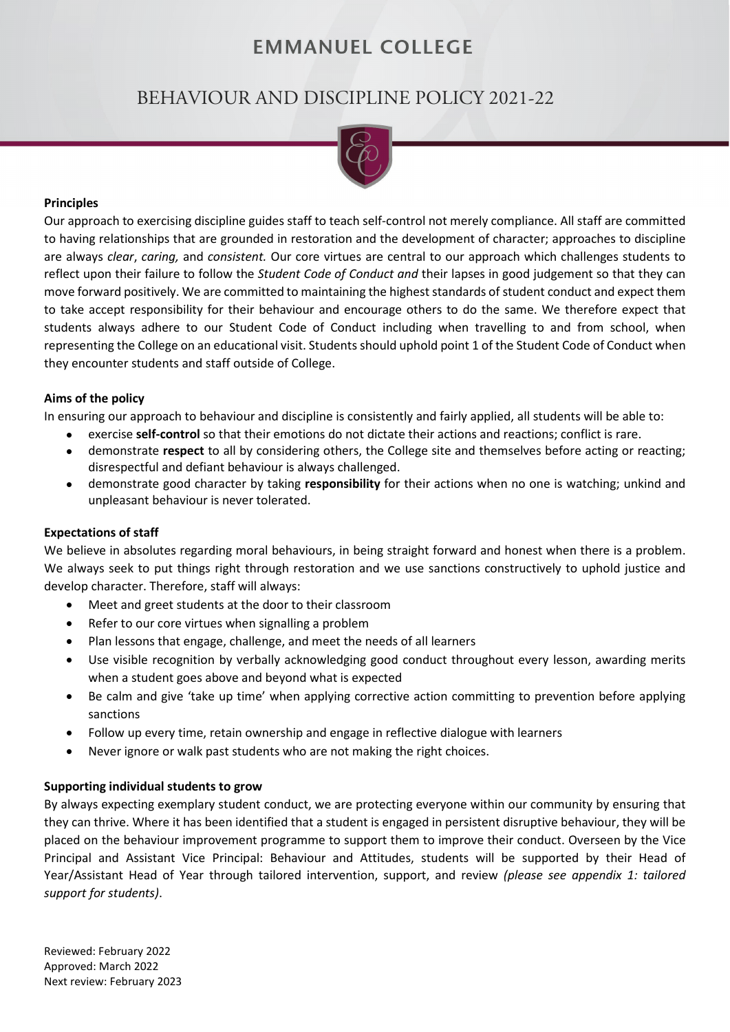# EMMANUEL COLLEGE

## BEHAVIOUR AND DISCIPLINE POLICY 2021-22

**Principles**

Our approach to exercising discipline guides staff to teach self-control not merely compliance. All staff are committed to having relationships that are grounded in restoration and the development of character; approaches to discipline are always *clear*, *caring,* and *consistent.* Our core virtues are central to our approach which challenges students to reflect upon their failure to follow the *Student Code of Conduct and* their lapses in good judgement so that they can move forward positively. We are committed to maintaining the highest standards of student conduct and expect them to take accept responsibility for their behaviour and encourage others to do the same. We therefore expect that students always adhere to our Student Code of Conduct including when travelling to and from school, when representing the College on an educational visit. Students should uphold point 1 of the Student Code of Conduct when they encounter students and staff outside of College.

**Aims of the policy**

In ensuring our approach to behaviour and discipline is consistently and fairly applied, all students will be able to:

- exercise **self-control** so that their emotions do not dictate their actions and reactions; conflict is rare.
- demonstrate **respect** to all by considering others, the College site and themselves before acting or reacting; disrespectful and defiant behaviour is always challenged.
- demonstrate good character by taking **responsibility** for their actions when no one is watching; unkind and unpleasant behaviour is never tolerated.

**Expectations of staff**

We believe in absolutes regarding moral behaviours, in being straight forward and honest when there is a problem. We always seek to put things right through restoration and we use sanctions constructively to uphold justice and develop character. Therefore, staff will always:

- Meet and greet students at the door to their classroom
- Refer to our core virtues when signalling a problem
- Plan lessons that engage, challenge, and meet the needs of all learners
- Use visible recognition by verbally acknowledging good conduct throughout every lesson, awarding merits when a student goes above and beyond what is expected
- Be calm and give 'take up time' when applying corrective action committing to prevention before applying sanctions
- Follow up every time, retain ownership and engage in reflective dialogue with learners
- Never ignore or walk past students who are not making the right choices.

**Supporting individual students to grow**

By always expecting exemplary student conduct, we are protecting everyone within our community by ensuring that they can thrive. Where it has been identified that a student is engaged in persistent disruptive behaviour, they will be placed on the behaviour improvement programme to support them to improve their conduct. Overseen by the Vice Principal and Assistant Vice Principal: Behaviour and Attitudes, students will be supported by their Head of Year/Assistant Head of Year through tailored intervention, support, and review *(please see appendix 1: tailored support for students)*.

Reviewed: February 2022
Approved: March 2022
Next review: February 2023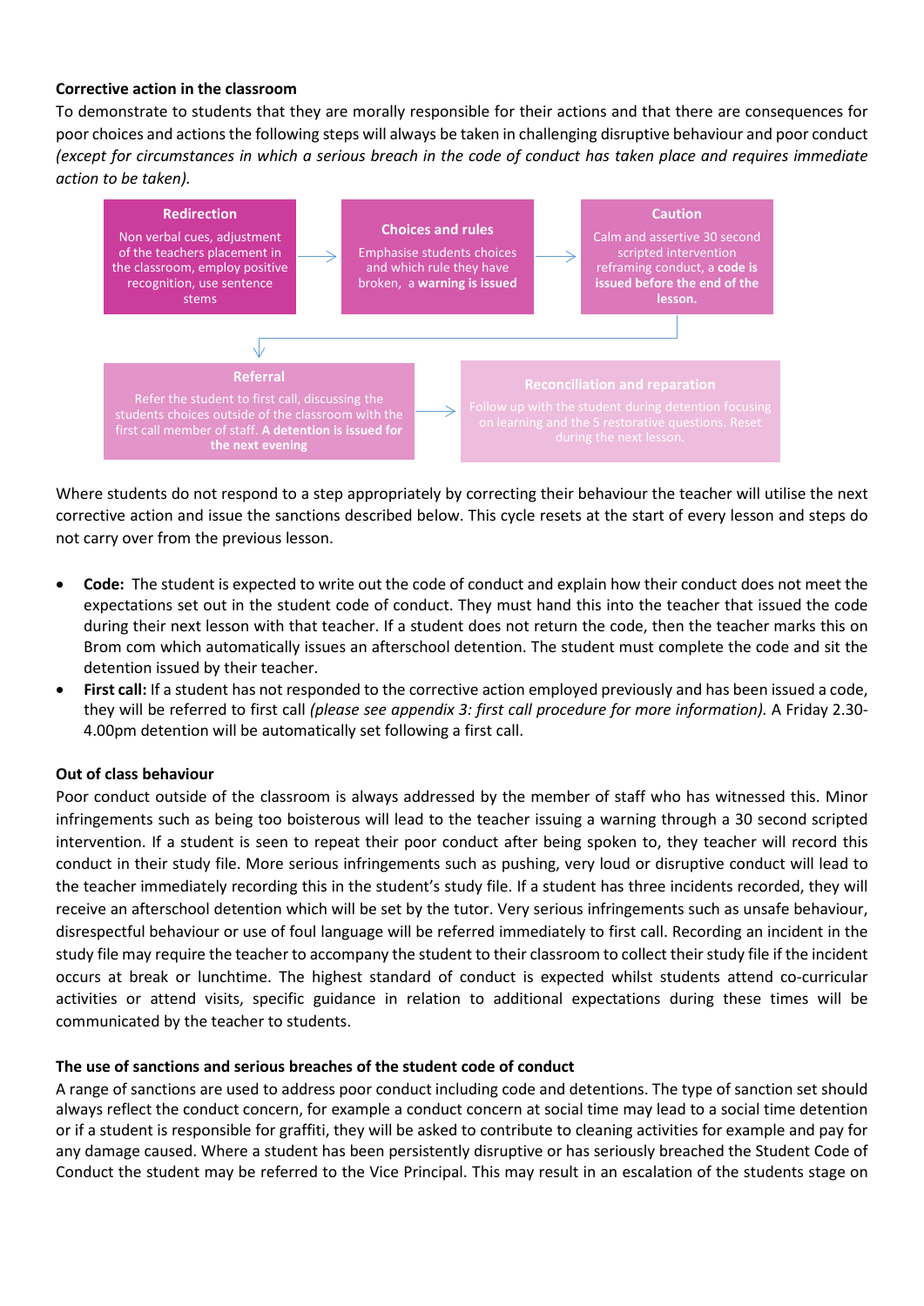**Corrective action in the classroom**

To demonstrate to students that they are morally responsible for their actions and that there are consequences for poor choices and actions the following steps will always be taken in challenging disruptive behaviour and poor conduct *(except for circumstances in which a serious breach in the code of conduct has taken place and requires immediate action to be taken).*

**Redirection**
Non verbal cues, adjustment of the teachers placement in the classroom, employ positive recognition, use sentence stems

→ **Choices and rules**
Emphasise students choices and which rule they have broken, a **warning is issued**

→ **Caution**
Calm and assertive 30 second scripted intervention reframing conduct, a **code is issued before the end of the lesson.**

→ **Referral**
Refer the student to first call, discussing the students choices outside of the classroom with the first call member of staff. **A detention is issued for the next evening**

→ **Reconciliation and reparation**
Follow up with the student during detention focusing on learning and the 5 restorative questions. Reset during the next lesson.

Where students do not respond to a step appropriately by correcting their behaviour the teacher will utilise the next corrective action and issue the sanctions described below. This cycle resets at the start of every lesson and steps do not carry over from the previous lesson.

- **Code:** The student is expected to write out the code of conduct and explain how their conduct does not meet the expectations set out in the student code of conduct. They must hand this into the teacher that issued the code during their next lesson with that teacher. If a student does not return the code, then the teacher marks this on Brom com which automatically issues an afterschool detention. The student must complete the code and sit the detention issued by their teacher.
- **First call:** If a student has not responded to the corrective action employed previously and has been issued a code, they will be referred to first call *(please see appendix 3: first call procedure for more information).* A Friday 2.30-4.00pm detention will be automatically set following a first call.

**Out of class behaviour**

Poor conduct outside of the classroom is always addressed by the member of staff who has witnessed this. Minor infringements such as being too boisterous will lead to the teacher issuing a warning through a 30 second scripted intervention. If a student is seen to repeat their poor conduct after being spoken to, they teacher will record this conduct in their study file. More serious infringements such as pushing, very loud or disruptive conduct will lead to the teacher immediately recording this in the student's study file. If a student has three incidents recorded, they will receive an afterschool detention which will be set by the tutor. Very serious infringements such as unsafe behaviour, disrespectful behaviour or use of foul language will be referred immediately to first call. Recording an incident in the study file may require the teacher to accompany the student to their classroom to collect their study file if the incident occurs at break or lunchtime. The highest standard of conduct is expected whilst students attend co-curricular activities or attend visits, specific guidance in relation to additional expectations during these times will be communicated by the teacher to students.

**The use of sanctions and serious breaches of the student code of conduct**

A range of sanctions are used to address poor conduct including code and detentions. The type of sanction set should always reflect the conduct concern, for example a conduct concern at social time may lead to a social time detention or if a student is responsible for graffiti, they will be asked to contribute to cleaning activities for example and pay for any damage caused. Where a student has been persistently disruptive or has seriously breached the Student Code of Conduct the student may be referred to the Vice Principal. This may result in an escalation of the students stage on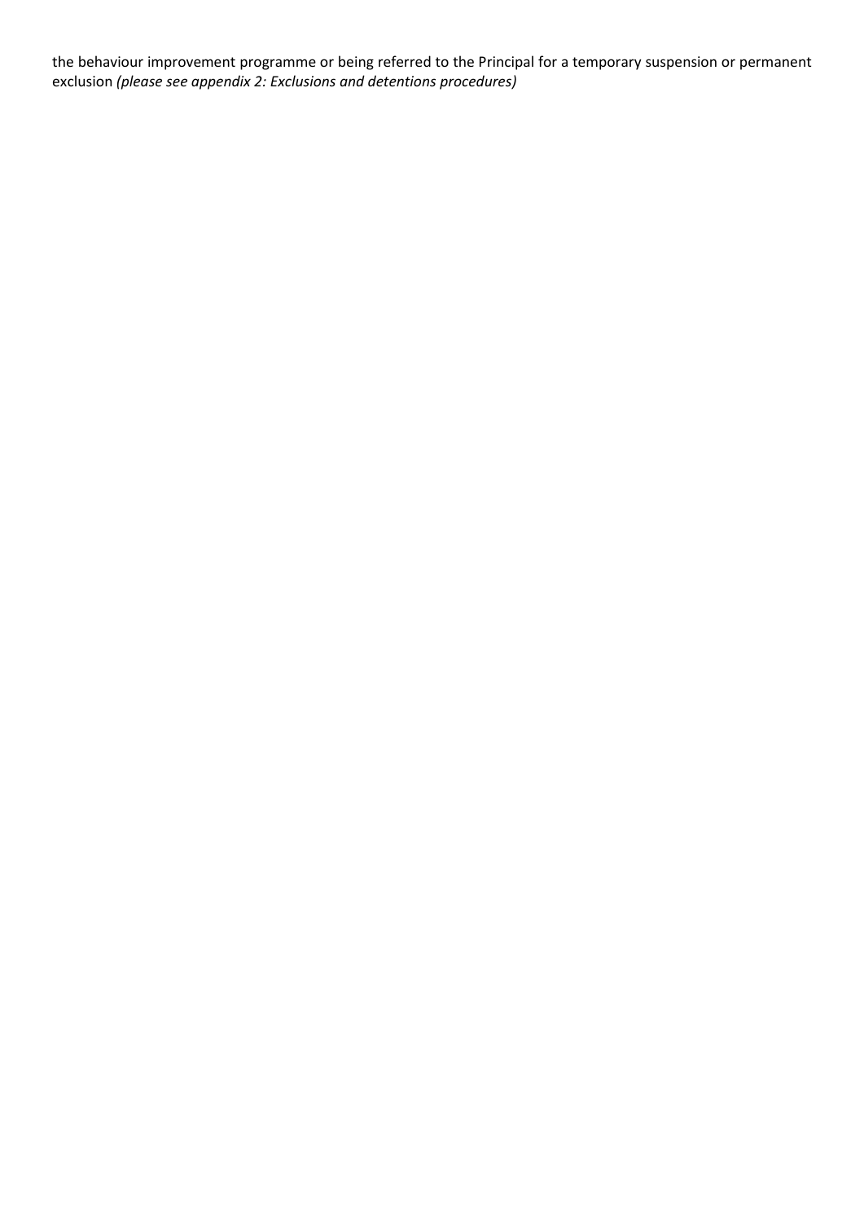the behaviour improvement programme or being referred to the Principal for a temporary suspension or permanent exclusion *(please see appendix 2: Exclusions and detentions procedures)*